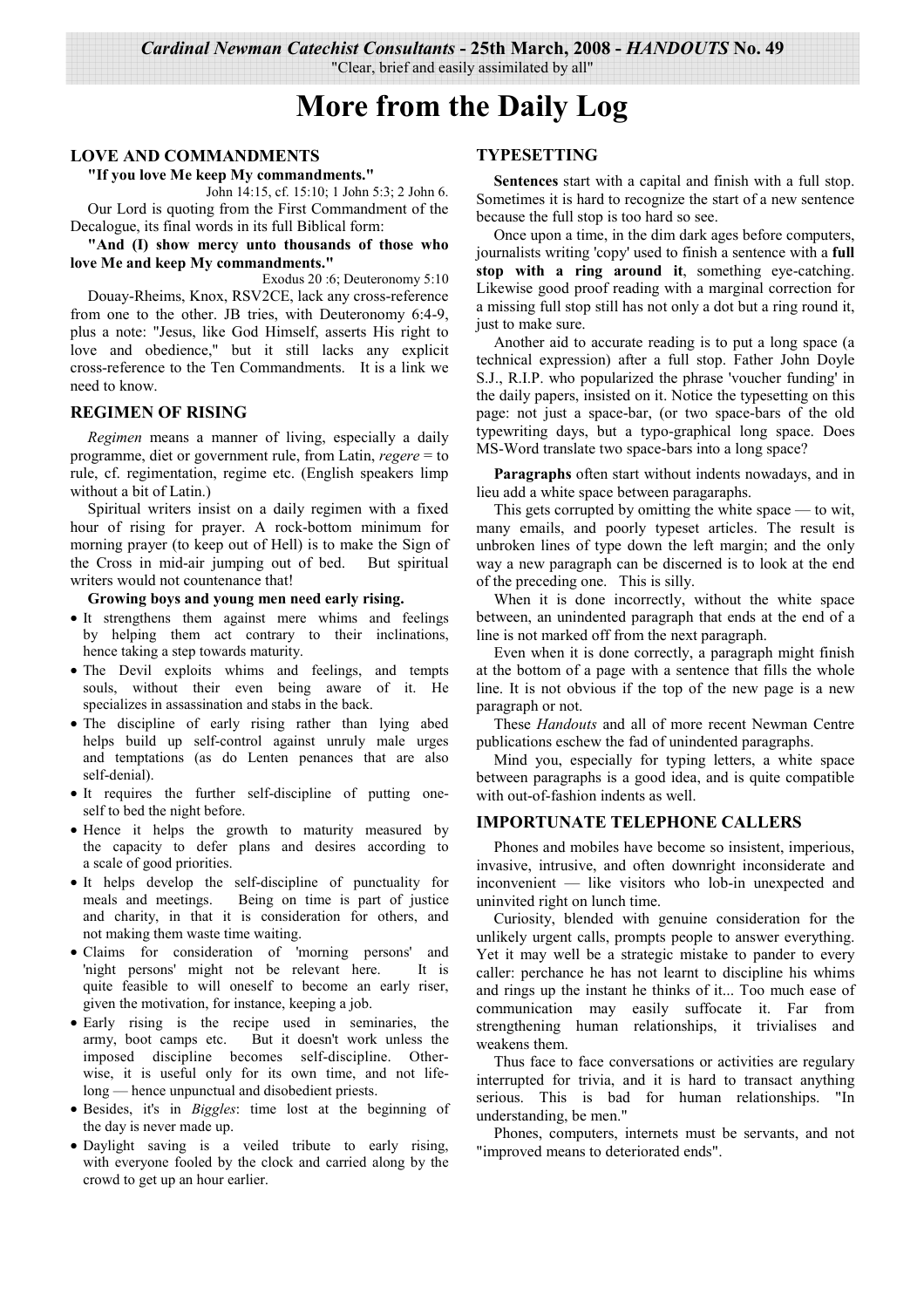*Cardinal Newman Catechist Consultants* **- 25th March, 2008 -** ***HANDOUTS*** **No. 49**

"Clear, brief and easily assimilated by all"

# More from the Daily Log

## LOVE AND COMMANDMENTS

**"If you love Me keep My commandments."**

John 14:15, cf. 15:10; 1 John 5:3; 2 John 6.

Our Lord is quoting from the First Commandment of the Decalogue, its final words in its full Biblical form:

**"And (I) show mercy unto thousands of those who love Me and keep My commandments."**

Exodus 20 :6; Deuteronomy 5:10

Douay-Rheims, Knox, RSV2CE, lack any cross-reference from one to the other. JB tries, with Deuteronomy 6:4-9, plus a note: "Jesus, like God Himself, asserts His right to love and obedience," but it still lacks any explicit cross-reference to the Ten Commandments. It is a link we need to know.

## REGIMEN OF RISING

*Regimen* means a manner of living, especially a daily programme, diet or government rule, from Latin, *regere* = to rule, cf. regimentation, regime etc. (English speakers limp without a bit of Latin.)

Spiritual writers insist on a daily regimen with a fixed hour of rising for prayer. A rock-bottom minimum for morning prayer (to keep out of Hell) is to make the Sign of the Cross in mid-air jumping out of bed. But spiritual writers would not countenance that!

**Growing boys and young men need early rising.**

- It strengthens them against mere whims and feelings by helping them act contrary to their inclinations, hence taking a step towards maturity.
- The Devil exploits whims and feelings, and tempts souls, without their even being aware of it. He specializes in assassination and stabs in the back.
- The discipline of early rising rather than lying abed helps build up self-control against unruly male urges and temptations (as do Lenten penances that are also self-denial).
- It requires the further self-discipline of putting oneself to bed the night before.
- Hence it helps the growth to maturity measured by the capacity to defer plans and desires according to a scale of good priorities.
- It helps develop the self-discipline of punctuality for meals and meetings. Being on time is part of justice and charity, in that it is consideration for others, and not making them waste time waiting.
- Claims for consideration of 'morning persons' and 'night persons' might not be relevant here. It is quite feasible to will oneself to become an early riser, given the motivation, for instance, keeping a job.
- Early rising is the recipe used in seminaries, the army, boot camps etc. But it doesn't work unless the imposed discipline becomes self-discipline. Otherwise, it is useful only for its own time, and not lifelong — hence unpunctual and disobedient priests.
- Besides, it's in *Biggles*: time lost at the beginning of the day is never made up.
- Daylight saving is a veiled tribute to early rising, with everyone fooled by the clock and carried along by the crowd to get up an hour earlier.

## TYPESETTING

**Sentences** start with a capital and finish with a full stop. Sometimes it is hard to recognize the start of a new sentence because the full stop is too hard so see.

Once upon a time, in the dim dark ages before computers, journalists writing 'copy' used to finish a sentence with a **full stop with a ring around it**, something eye-catching. Likewise good proof reading with a marginal correction for a missing full stop still has not only a dot but a ring round it, just to make sure.

Another aid to accurate reading is to put a long space (a technical expression) after a full stop. Father John Doyle S.J., R.I.P. who popularized the phrase 'voucher funding' in the daily papers, insisted on it. Notice the typesetting on this page: not just a space-bar, (or two space-bars of the old typewriting days, but a typo-graphical long space. Does MS-Word translate two space-bars into a long space?

**Paragraphs** often start without indents nowadays, and in lieu add a white space between paragaraphs.

This gets corrupted by omitting the white space — to wit, many emails, and poorly typeset articles. The result is unbroken lines of type down the left margin; and the only way a new paragraph can be discerned is to look at the end of the preceding one. This is silly.

When it is done incorrectly, without the white space between, an unindented paragraph that ends at the end of a line is not marked off from the next paragraph.

Even when it is done correctly, a paragraph might finish at the bottom of a page with a sentence that fills the whole line. It is not obvious if the top of the new page is a new paragraph or not.

These *Handouts* and all of more recent Newman Centre publications eschew the fad of unindented paragraphs.

Mind you, especially for typing letters, a white space between paragraphs is a good idea, and is quite compatible with out-of-fashion indents as well.

## IMPORTUNATE TELEPHONE CALLERS

Phones and mobiles have become so insistent, imperious, invasive, intrusive, and often downright inconsiderate and inconvenient — like visitors who lob-in unexpected and uninvited right on lunch time.

Curiosity, blended with genuine consideration for the unlikely urgent calls, prompts people to answer everything. Yet it may well be a strategic mistake to pander to every caller: perchance he has not learnt to discipline his whims and rings up the instant he thinks of it... Too much ease of communication may easily suffocate it. Far from strengthening human relationships, it trivialises and weakens them.

Thus face to face conversations or activities are regulary interrupted for trivia, and it is hard to transact anything serious. This is bad for human relationships. "In understanding, be men."

Phones, computers, internets must be servants, and not "improved means to deteriorated ends".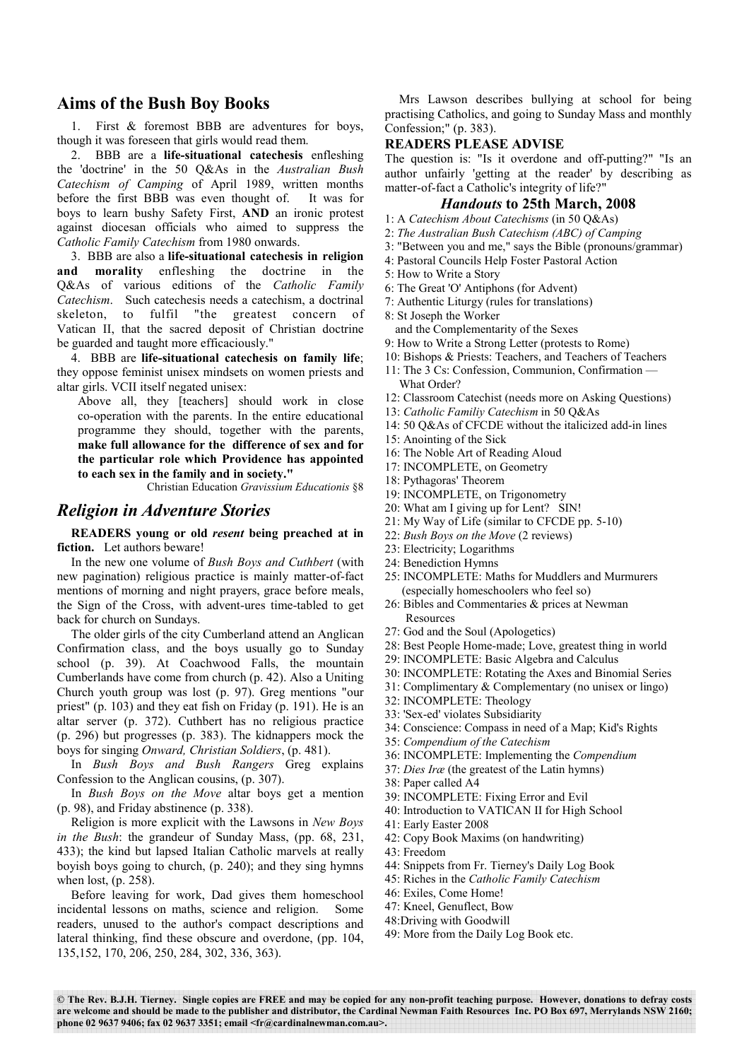## Aims of the Bush Boy Books

1. First & foremost BBB are adventures for boys, though it was foreseen that girls would read them.

2. BBB are a **life-situational catechesis** enfleshing the 'doctrine' in the 50 Q&As in the *Australian Bush Catechism of Camping* of April 1989, written months before the first BBB was even thought of. It was for boys to learn bushy Safety First, **AND** an ironic protest against diocesan officials who aimed to suppress the *Catholic Family Catechism* from 1980 onwards.

3. BBB are also a **life-situational catechesis in religion and morality** enfleshing the doctrine in the Q&As of various editions of the *Catholic Family Catechism*. Such catechesis needs a catechism, a doctrinal skeleton, to fulfil "the greatest concern of Vatican II, that the sacred deposit of Christian doctrine be guarded and taught more efficaciously."

4. BBB are **life-situational catechesis on family life**; they oppose feminist unisex mindsets on women priests and altar girls. VCII itself negated unisex:

> Above all, they [teachers] should work in close co-operation with the parents. In the entire educational programme they should, together with the parents, **make full allowance for the difference of sex and for the particular role which Providence has appointed to each sex in the family and in society."**
>
> Christian Education *Gravissium Educationis* §8

## *Religion in Adventure Stories*

**READERS young or old *resent* being preached at in fiction.** Let authors beware!

In the new one volume of *Bush Boys and Cuthbert* (with new pagination) religious practice is mainly matter-of-fact mentions of morning and night prayers, grace before meals, the Sign of the Cross, with advent-ures time-tabled to get back for church on Sundays.

The older girls of the city Cumberland attend an Anglican Confirmation class, and the boys usually go to Sunday school (p. 39). At Coachwood Falls, the mountain Cumberlands have come from church (p. 42). Also a Uniting Church youth group was lost (p. 97). Greg mentions "our priest" (p. 103) and they eat fish on Friday (p. 191). He is an altar server (p. 372). Cuthbert has no religious practice (p. 296) but progresses (p. 383). The kidnappers mock the boys for singing *Onward, Christian Soldiers*, (p. 481).

In *Bush Boys and Bush Rangers* Greg explains Confession to the Anglican cousins, (p. 307).

In *Bush Boys on the Move* altar boys get a mention (p. 98), and Friday abstinence (p. 338).

Religion is more explicit with the Lawsons in *New Boys in the Bush*: the grandeur of Sunday Mass, (pp. 68, 231, 433); the kind but lapsed Italian Catholic marvels at really boyish boys going to church, (p. 240); and they sing hymns when lost, (p. 258).

Before leaving for work, Dad gives them homeschool incidental lessons on maths, science and religion. Some readers, unused to the author's compact descriptions and lateral thinking, find these obscure and overdone, (pp. 104, 135,152, 170, 206, 250, 284, 302, 336, 363).

Mrs Lawson describes bullying at school for being practising Catholics, and going to Sunday Mass and monthly Confession;" (p. 383).

### READERS PLEASE ADVISE

The question is: "Is it overdone and off-putting?" "Is an author unfairly 'getting at the reader' by describing as matter-of-fact a Catholic's integrity of life?"

### *Handouts* to 25th March, 2008

1: A *Catechism About Catechisms* (in 50 Q&As)
2: *The Australian Bush Catechism (ABC) of Camping*
3: "Between you and me," says the Bible (pronouns/grammar)
4: Pastoral Councils Help Foster Pastoral Action
5: How to Write a Story
6: The Great 'O' Antiphons (for Advent)
7: Authentic Liturgy (rules for translations)
8: St Joseph the Worker and the Complementarity of the Sexes
9: How to Write a Strong Letter (protests to Rome)
10: Bishops & Priests: Teachers, and Teachers of Teachers
11: The 3 Cs: Confession, Communion, Confirmation — What Order?
12: Classroom Catechist (needs more on Asking Questions)
13: *Catholic Familiy Catechism* in 50 Q&As
14: 50 Q&As of CFCDE without the italicized add-in lines
15: Anointing of the Sick
16: The Noble Art of Reading Aloud
17: INCOMPLETE, on Geometry
18: Pythagoras' Theorem
19: INCOMPLETE, on Trigonometry
20: What am I giving up for Lent? SIN!
21: My Way of Life (similar to CFCDE pp. 5-10)
22: *Bush Boys on the Move* (2 reviews)
23: Electricity; Logarithms
24: Benediction Hymns
25: INCOMPLETE: Maths for Muddlers and Murmurers (especially homeschoolers who feel so)
26: Bibles and Commentaries & prices at Newman Resources
27: God and the Soul (Apologetics)
28: Best People Home-made; Love, greatest thing in world
29: INCOMPLETE: Basic Algebra and Calculus
30: INCOMPLETE: Rotating the Axes and Binomial Series
31: Complimentary & Complementary (no unisex or lingo)
32: INCOMPLETE: Theology
33: 'Sex-ed' violates Subsidiarity
34: Conscience: Compass in need of a Map; Kid's Rights
35: *Compendium of the Catechism*
36: INCOMPLETE: Implementing the *Compendium*
37: *Dies Iræ* (the greatest of the Latin hymns)
38: Paper called A4
39: INCOMPLETE: Fixing Error and Evil
40: Introduction to VATICAN II for High School
41: Early Easter 2008
42: Copy Book Maxims (on handwriting)
43: Freedom
44: Snippets from Fr. Tierney's Daily Log Book
45: Riches in the *Catholic Family Catechism*
46: Exiles, Come Home!
47: Kneel, Genuflect, Bow
48: Driving with Goodwill
49: More from the Daily Log Book etc.

**© The Rev. B.J.H. Tierney. Single copies are FREE and may be copied for any non-profit teaching purpose. However, donations to defray costs are welcome and should be made to the publisher and distributor, the Cardinal Newman Faith Resources Inc. PO Box 697, Merrylands NSW 2160; phone 02 9637 9406; fax 02 9637 3351; email <fr@cardinalnewman.com.au>.**